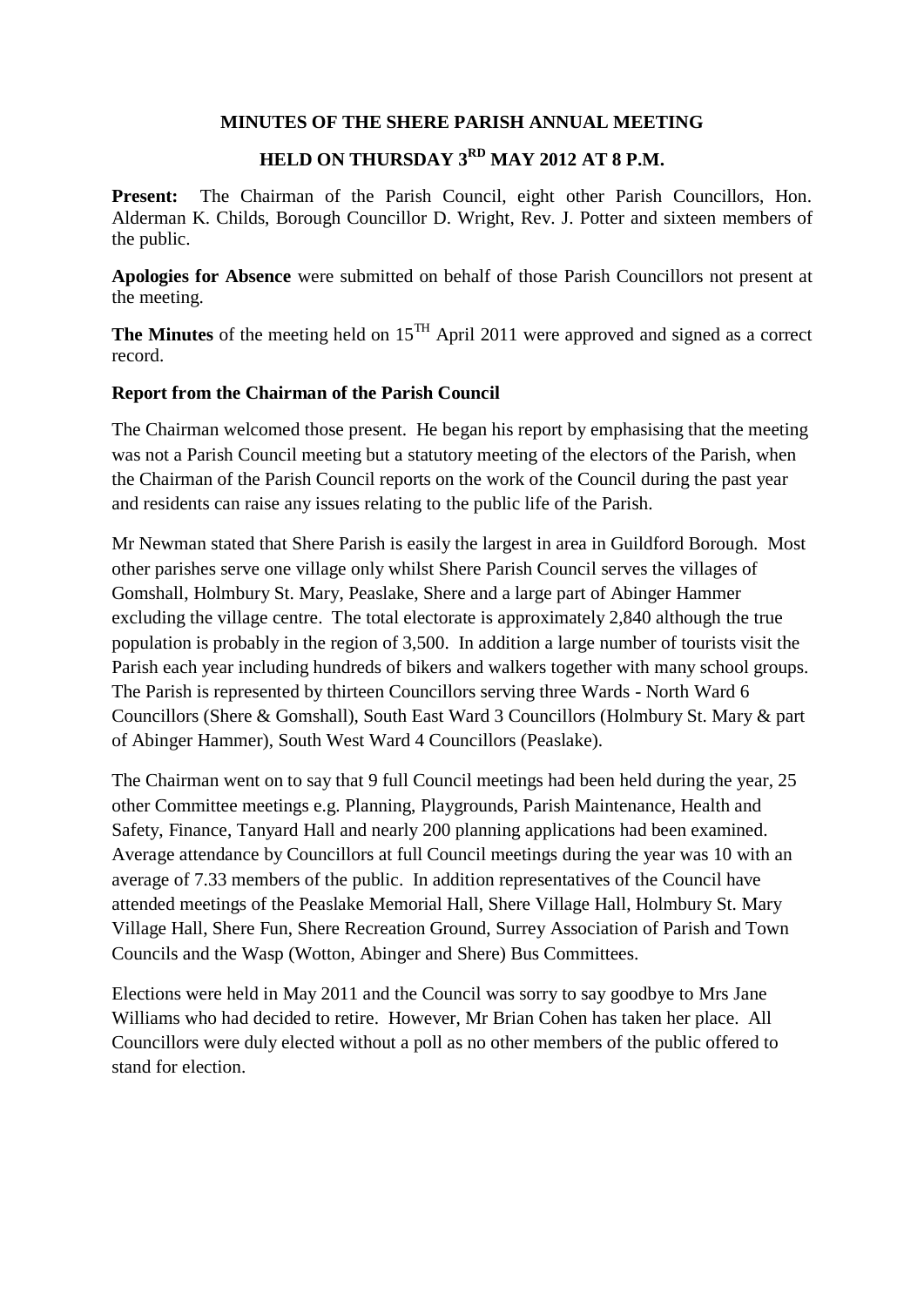# MINUTES OF THE SHERE PARISH ANNUAL MEETING

## HELD ON THURSDAY 3RD MAY 2012 AT 8 P.M.

**Present:** The Chairman of the Parish Council, eight other Parish Councillors, Hon. Alderman K. Childs, Borough Councillor D. Wright, Rev. J. Potter and sixteen members of the public.

**Apologies for Absence** were submitted on behalf of those Parish Councillors not present at the meeting.

**The Minutes** of the meeting held on 15TH April 2011 were approved and signed as a correct record.

**Report from the Chairman of the Parish Council**

The Chairman welcomed those present. He began his report by emphasising that the meeting was not a Parish Council meeting but a statutory meeting of the electors of the Parish, when the Chairman of the Parish Council reports on the work of the Council during the past year and residents can raise any issues relating to the public life of the Parish.

Mr Newman stated that Shere Parish is easily the largest in area in Guildford Borough. Most other parishes serve one village only whilst Shere Parish Council serves the villages of Gomshall, Holmbury St. Mary, Peaslake, Shere and a large part of Abinger Hammer excluding the village centre. The total electorate is approximately 2,840 although the true population is probably in the region of 3,500. In addition a large number of tourists visit the Parish each year including hundreds of bikers and walkers together with many school groups. The Parish is represented by thirteen Councillors serving three Wards - North Ward 6 Councillors (Shere & Gomshall), South East Ward 3 Councillors (Holmbury St. Mary & part of Abinger Hammer), South West Ward 4 Councillors (Peaslake).

The Chairman went on to say that 9 full Council meetings had been held during the year, 25 other Committee meetings e.g. Planning, Playgrounds, Parish Maintenance, Health and Safety, Finance, Tanyard Hall and nearly 200 planning applications had been examined. Average attendance by Councillors at full Council meetings during the year was 10 with an average of 7.33 members of the public. In addition representatives of the Council have attended meetings of the Peaslake Memorial Hall, Shere Village Hall, Holmbury St. Mary Village Hall, Shere Fun, Shere Recreation Ground, Surrey Association of Parish and Town Councils and the Wasp (Wotton, Abinger and Shere) Bus Committees.

Elections were held in May 2011 and the Council was sorry to say goodbye to Mrs Jane Williams who had decided to retire. However, Mr Brian Cohen has taken her place. All Councillors were duly elected without a poll as no other members of the public offered to stand for election.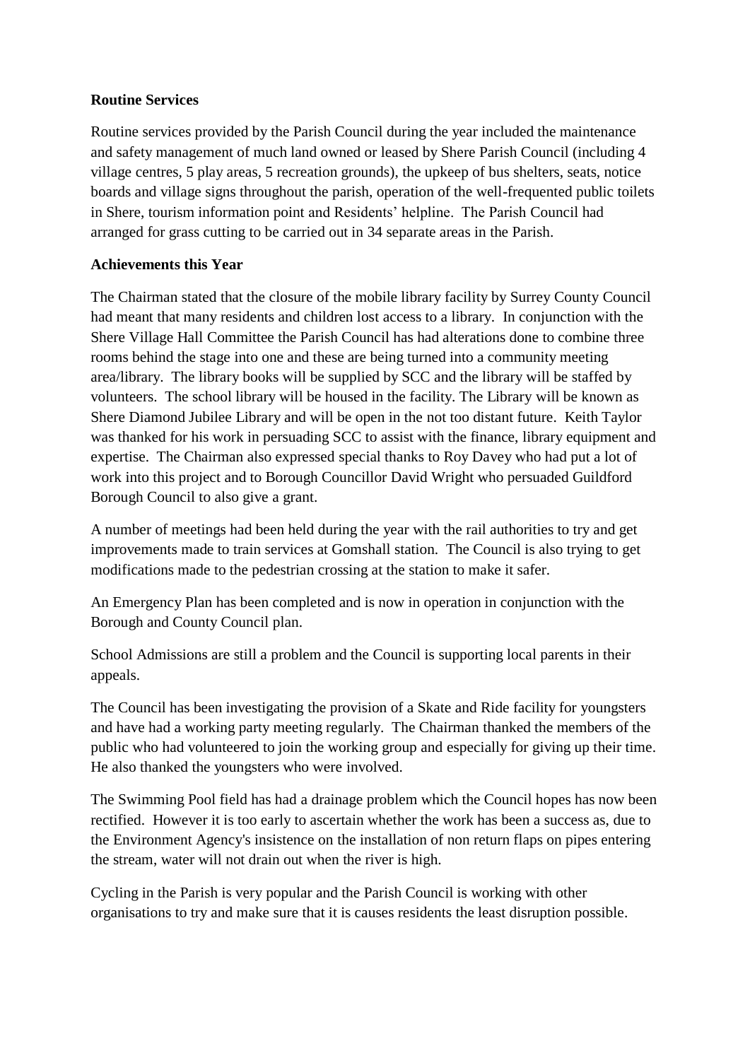**Routine Services**

Routine services provided by the Parish Council during the year included the maintenance and safety management of much land owned or leased by Shere Parish Council (including 4 village centres, 5 play areas, 5 recreation grounds), the upkeep of bus shelters, seats, notice boards and village signs throughout the parish, operation of the well-frequented public toilets in Shere, tourism information point and Residents' helpline. The Parish Council had arranged for grass cutting to be carried out in 34 separate areas in the Parish.

**Achievements this Year**

The Chairman stated that the closure of the mobile library facility by Surrey County Council had meant that many residents and children lost access to a library. In conjunction with the Shere Village Hall Committee the Parish Council has had alterations done to combine three rooms behind the stage into one and these are being turned into a community meeting area/library. The library books will be supplied by SCC and the library will be staffed by volunteers. The school library will be housed in the facility. The Library will be known as Shere Diamond Jubilee Library and will be open in the not too distant future. Keith Taylor was thanked for his work in persuading SCC to assist with the finance, library equipment and expertise. The Chairman also expressed special thanks to Roy Davey who had put a lot of work into this project and to Borough Councillor David Wright who persuaded Guildford Borough Council to also give a grant.

A number of meetings had been held during the year with the rail authorities to try and get improvements made to train services at Gomshall station. The Council is also trying to get modifications made to the pedestrian crossing at the station to make it safer.

An Emergency Plan has been completed and is now in operation in conjunction with the Borough and County Council plan.

School Admissions are still a problem and the Council is supporting local parents in their appeals.

The Council has been investigating the provision of a Skate and Ride facility for youngsters and have had a working party meeting regularly. The Chairman thanked the members of the public who had volunteered to join the working group and especially for giving up their time. He also thanked the youngsters who were involved.

The Swimming Pool field has had a drainage problem which the Council hopes has now been rectified. However it is too early to ascertain whether the work has been a success as, due to the Environment Agency's insistence on the installation of non return flaps on pipes entering the stream, water will not drain out when the river is high.

Cycling in the Parish is very popular and the Parish Council is working with other organisations to try and make sure that it is causes residents the least disruption possible.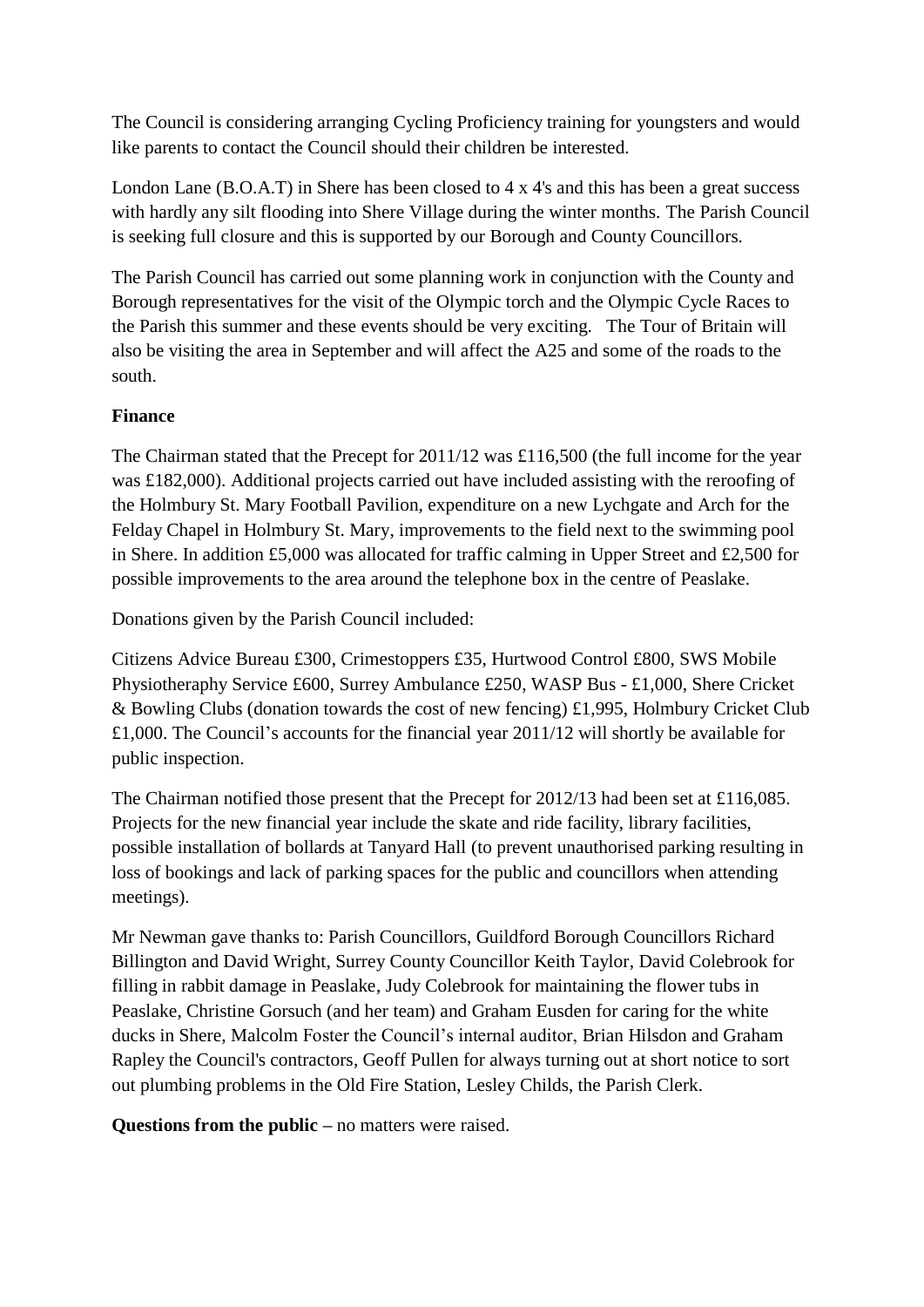The Council is considering arranging Cycling Proficiency training for youngsters and would like parents to contact the Council should their children be interested.

London Lane (B.O.A.T) in Shere has been closed to 4 x 4's and this has been a great success with hardly any silt flooding into Shere Village during the winter months. The Parish Council is seeking full closure and this is supported by our Borough and County Councillors.

The Parish Council has carried out some planning work in conjunction with the County and Borough representatives for the visit of the Olympic torch and the Olympic Cycle Races to the Parish this summer and these events should be very exciting. The Tour of Britain will also be visiting the area in September and will affect the A25 and some of the roads to the south.

**Finance**

The Chairman stated that the Precept for 2011/12 was £116,500 (the full income for the year was £182,000). Additional projects carried out have included assisting with the reroofing of the Holmbury St. Mary Football Pavilion, expenditure on a new Lychgate and Arch for the Felday Chapel in Holmbury St. Mary, improvements to the field next to the swimming pool in Shere. In addition £5,000 was allocated for traffic calming in Upper Street and £2,500 for possible improvements to the area around the telephone box in the centre of Peaslake.

Donations given by the Parish Council included:

Citizens Advice Bureau £300, Crimestoppers £35, Hurtwood Control £800, SWS Mobile Physiotheraphy Service £600, Surrey Ambulance £250, WASP Bus - £1,000, Shere Cricket & Bowling Clubs (donation towards the cost of new fencing) £1,995, Holmbury Cricket Club £1,000. The Council's accounts for the financial year 2011/12 will shortly be available for public inspection.

The Chairman notified those present that the Precept for 2012/13 had been set at £116,085. Projects for the new financial year include the skate and ride facility, library facilities, possible installation of bollards at Tanyard Hall (to prevent unauthorised parking resulting in loss of bookings and lack of parking spaces for the public and councillors when attending meetings).

Mr Newman gave thanks to: Parish Councillors, Guildford Borough Councillors Richard Billington and David Wright, Surrey County Councillor Keith Taylor, David Colebrook for filling in rabbit damage in Peaslake, Judy Colebrook for maintaining the flower tubs in Peaslake, Christine Gorsuch (and her team) and Graham Eusden for caring for the white ducks in Shere, Malcolm Foster the Council's internal auditor, Brian Hilsdon and Graham Rapley the Council's contractors, Geoff Pullen for always turning out at short notice to sort out plumbing problems in the Old Fire Station, Lesley Childs, the Parish Clerk.

**Questions from the public** – no matters were raised.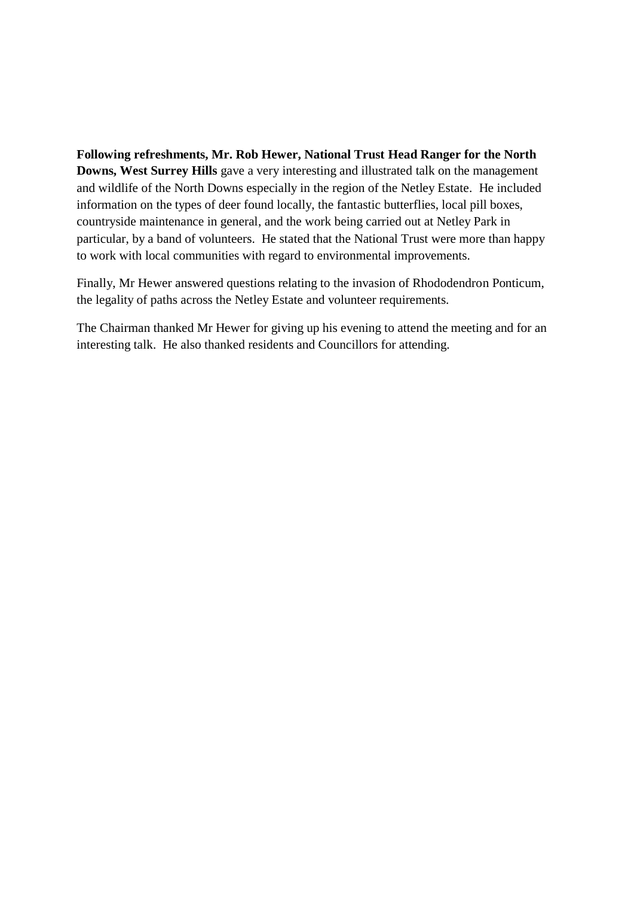**Following refreshments, Mr. Rob Hewer, National Trust Head Ranger for the North Downs, West Surrey Hills** gave a very interesting and illustrated talk on the management and wildlife of the North Downs especially in the region of the Netley Estate. He included information on the types of deer found locally, the fantastic butterflies, local pill boxes, countryside maintenance in general, and the work being carried out at Netley Park in particular, by a band of volunteers. He stated that the National Trust were more than happy to work with local communities with regard to environmental improvements.

Finally, Mr Hewer answered questions relating to the invasion of Rhododendron Ponticum, the legality of paths across the Netley Estate and volunteer requirements.

The Chairman thanked Mr Hewer for giving up his evening to attend the meeting and for an interesting talk. He also thanked residents and Councillors for attending.